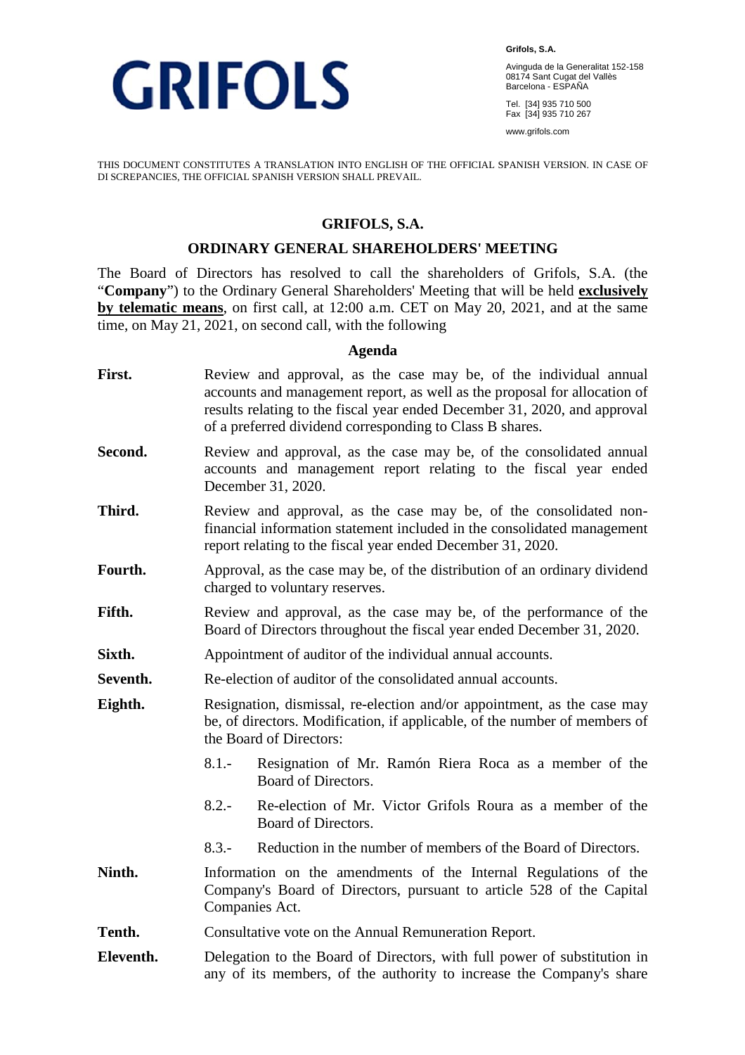**GRIFOLS**

**Grifols, S.A.**

Avinguda de la Generalitat 152-158
08174 Sant Cugat del Vallès
Barcelona - ESPAÑA

Tel. [34] 935 710 500
Fax [34] 935 710 267

www.grifols.com

THIS DOCUMENT CONSTITUTES A TRANSLATION INTO ENGLISH OF THE OFFICIAL SPANISH VERSION. IN CASE OF DI SCREPANCIES, THE OFFICIAL SPANISH VERSION SHALL PREVAIL.

# GRIFOLS, S.A.

## ORDINARY GENERAL SHAREHOLDERS' MEETING

The Board of Directors has resolved to call the shareholders of Grifols, S.A. (the "**Company**") to the Ordinary General Shareholders' Meeting that will be held **exclusively by telematic means**, on first call, at 12:00 a.m. CET on May 20, 2021, and at the same time, on May 21, 2021, on second call, with the following

### Agenda

**First.** Review and approval, as the case may be, of the individual annual accounts and management report, as well as the proposal for allocation of results relating to the fiscal year ended December 31, 2020, and approval of a preferred dividend corresponding to Class B shares.

**Second.** Review and approval, as the case may be, of the consolidated annual accounts and management report relating to the fiscal year ended December 31, 2020.

**Third.** Review and approval, as the case may be, of the consolidated non-financial information statement included in the consolidated management report relating to the fiscal year ended December 31, 2020.

**Fourth.** Approval, as the case may be, of the distribution of an ordinary dividend charged to voluntary reserves.

**Fifth.** Review and approval, as the case may be, of the performance of the Board of Directors throughout the fiscal year ended December 31, 2020.

**Sixth.** Appointment of auditor of the individual annual accounts.

**Seventh.** Re-election of auditor of the consolidated annual accounts.

**Eighth.** Resignation, dismissal, re-election and/or appointment, as the case may be, of directors. Modification, if applicable, of the number of members of the Board of Directors:

- 8.1.- Resignation of Mr. Ramón Riera Roca as a member of the Board of Directors.
- 8.2.- Re-election of Mr. Victor Grifols Roura as a member of the Board of Directors.
- 8.3.- Reduction in the number of members of the Board of Directors.

**Ninth.** Information on the amendments of the Internal Regulations of the Company's Board of Directors, pursuant to article 528 of the Capital Companies Act.

**Tenth.** Consultative vote on the Annual Remuneration Report.

**Eleventh.** Delegation to the Board of Directors, with full power of substitution in any of its members, of the authority to increase the Company's share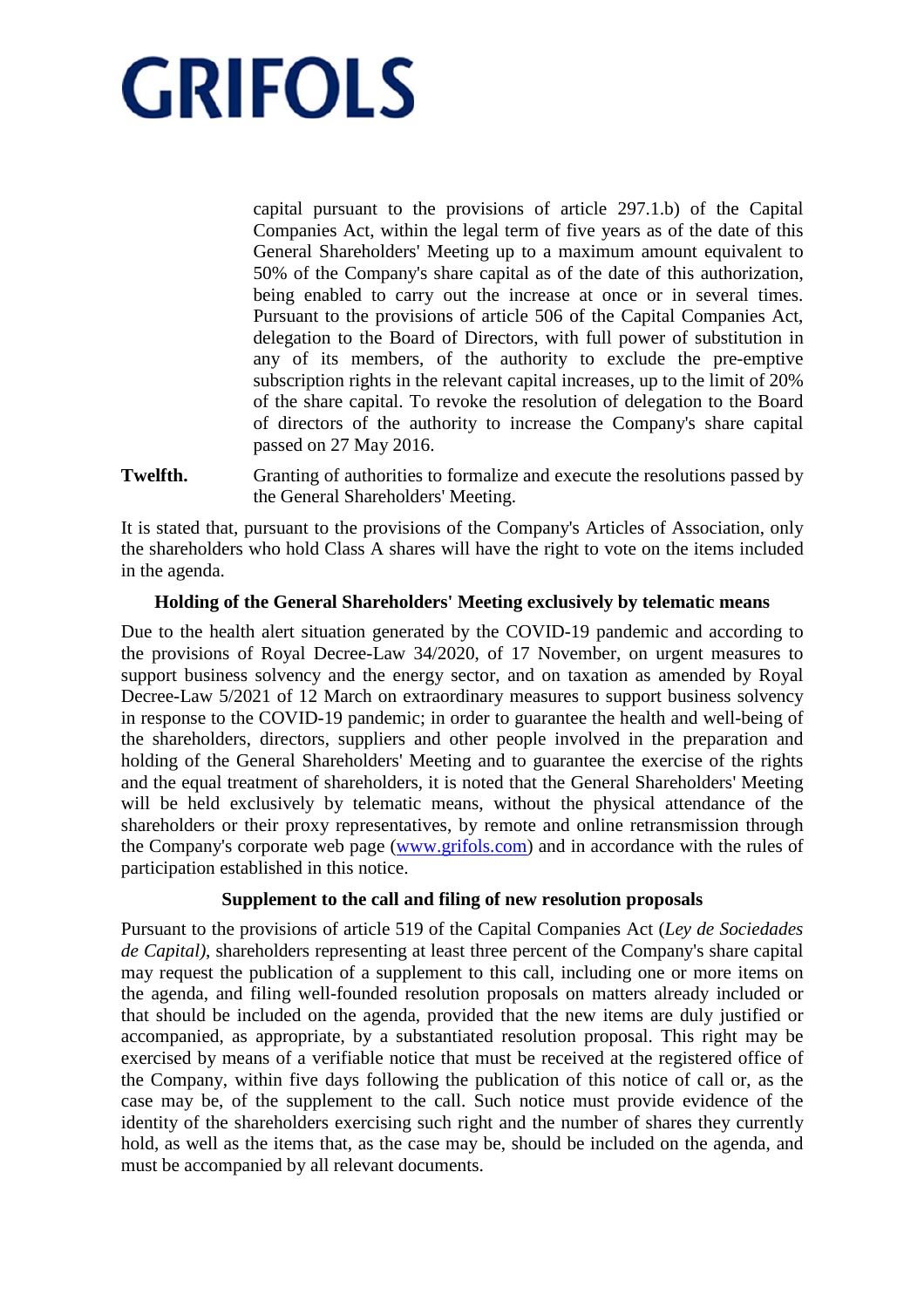capital pursuant to the provisions of article 297.1.b) of the Capital Companies Act, within the legal term of five years as of the date of this General Shareholders' Meeting up to a maximum amount equivalent to 50% of the Company's share capital as of the date of this authorization, being enabled to carry out the increase at once or in several times. Pursuant to the provisions of article 506 of the Capital Companies Act, delegation to the Board of Directors, with full power of substitution in any of its members, of the authority to exclude the pre-emptive subscription rights in the relevant capital increases, up to the limit of 20% of the share capital. To revoke the resolution of delegation to the Board of directors of the authority to increase the Company's share capital passed on 27 May 2016.

**Twelfth.** Granting of authorities to formalize and execute the resolutions passed by the General Shareholders' Meeting.

It is stated that, pursuant to the provisions of the Company's Articles of Association, only the shareholders who hold Class A shares will have the right to vote on the items included in the agenda.

**Holding of the General Shareholders' Meeting exclusively by telematic means**

Due to the health alert situation generated by the COVID-19 pandemic and according to the provisions of Royal Decree-Law 34/2020, of 17 November, on urgent measures to support business solvency and the energy sector, and on taxation as amended by Royal Decree-Law 5/2021 of 12 March on extraordinary measures to support business solvency in response to the COVID-19 pandemic; in order to guarantee the health and well-being of the shareholders, directors, suppliers and other people involved in the preparation and holding of the General Shareholders' Meeting and to guarantee the exercise of the rights and the equal treatment of shareholders, it is noted that the General Shareholders' Meeting will be held exclusively by telematic means, without the physical attendance of the shareholders or their proxy representatives, by remote and online retransmission through the Company's corporate web page (www.grifols.com) and in accordance with the rules of participation established in this notice.

**Supplement to the call and filing of new resolution proposals**

Pursuant to the provisions of article 519 of the Capital Companies Act (*Ley de Sociedades de Capital)*, shareholders representing at least three percent of the Company's share capital may request the publication of a supplement to this call, including one or more items on the agenda, and filing well-founded resolution proposals on matters already included or that should be included on the agenda, provided that the new items are duly justified or accompanied, as appropriate, by a substantiated resolution proposal. This right may be exercised by means of a verifiable notice that must be received at the registered office of the Company, within five days following the publication of this notice of call or, as the case may be, of the supplement to the call. Such notice must provide evidence of the identity of the shareholders exercising such right and the number of shares they currently hold, as well as the items that, as the case may be, should be included on the agenda, and must be accompanied by all relevant documents.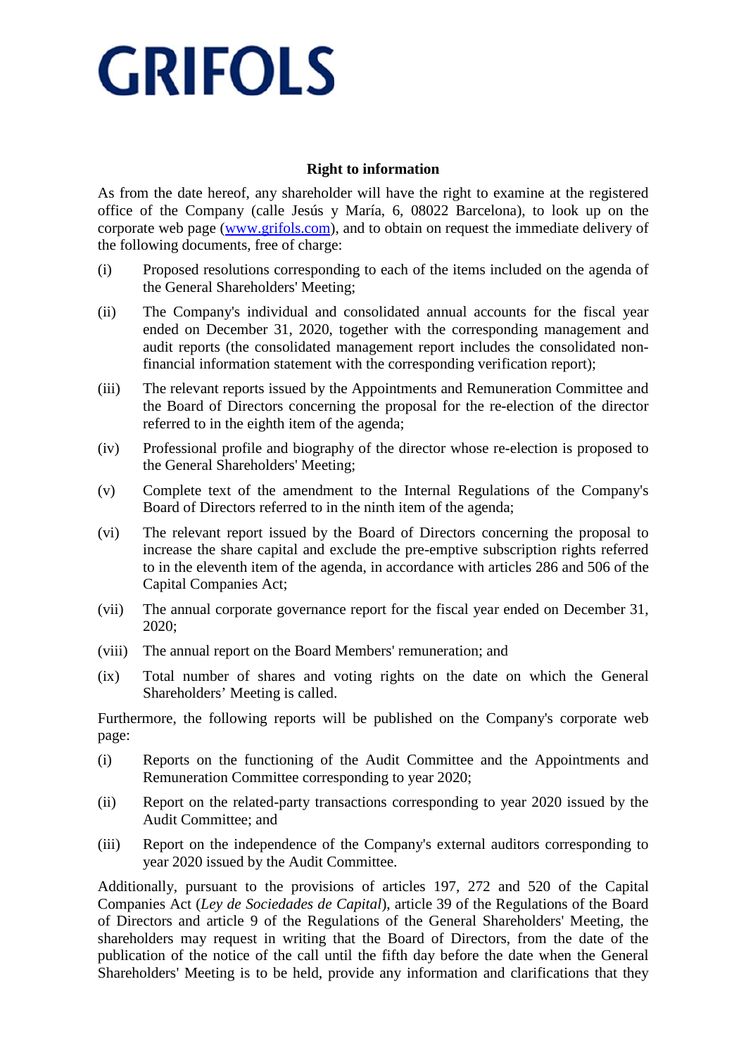GRIFOLS

**Right to information**

As from the date hereof, any shareholder will have the right to examine at the registered office of the Company (calle Jesús y María, 6, 08022 Barcelona), to look up on the corporate web page (www.grifols.com), and to obtain on request the immediate delivery of the following documents, free of charge:

(i) Proposed resolutions corresponding to each of the items included on the agenda of the General Shareholders' Meeting;

(ii) The Company's individual and consolidated annual accounts for the fiscal year ended on December 31, 2020, together with the corresponding management and audit reports (the consolidated management report includes the consolidated non-financial information statement with the corresponding verification report);

(iii) The relevant reports issued by the Appointments and Remuneration Committee and the Board of Directors concerning the proposal for the re-election of the director referred to in the eighth item of the agenda;

(iv) Professional profile and biography of the director whose re-election is proposed to the General Shareholders' Meeting;

(v) Complete text of the amendment to the Internal Regulations of the Company's Board of Directors referred to in the ninth item of the agenda;

(vi) The relevant report issued by the Board of Directors concerning the proposal to increase the share capital and exclude the pre-emptive subscription rights referred to in the eleventh item of the agenda, in accordance with articles 286 and 506 of the Capital Companies Act;

(vii) The annual corporate governance report for the fiscal year ended on December 31, 2020;

(viii) The annual report on the Board Members' remuneration; and

(ix) Total number of shares and voting rights on the date on which the General Shareholders' Meeting is called.

Furthermore, the following reports will be published on the Company's corporate web page:

(i) Reports on the functioning of the Audit Committee and the Appointments and Remuneration Committee corresponding to year 2020;

(ii) Report on the related-party transactions corresponding to year 2020 issued by the Audit Committee; and

(iii) Report on the independence of the Company's external auditors corresponding to year 2020 issued by the Audit Committee.

Additionally, pursuant to the provisions of articles 197, 272 and 520 of the Capital Companies Act (*Ley de Sociedades de Capital*), article 39 of the Regulations of the Board of Directors and article 9 of the Regulations of the General Shareholders' Meeting, the shareholders may request in writing that the Board of Directors, from the date of the publication of the notice of the call until the fifth day before the date when the General Shareholders' Meeting is to be held, provide any information and clarifications that they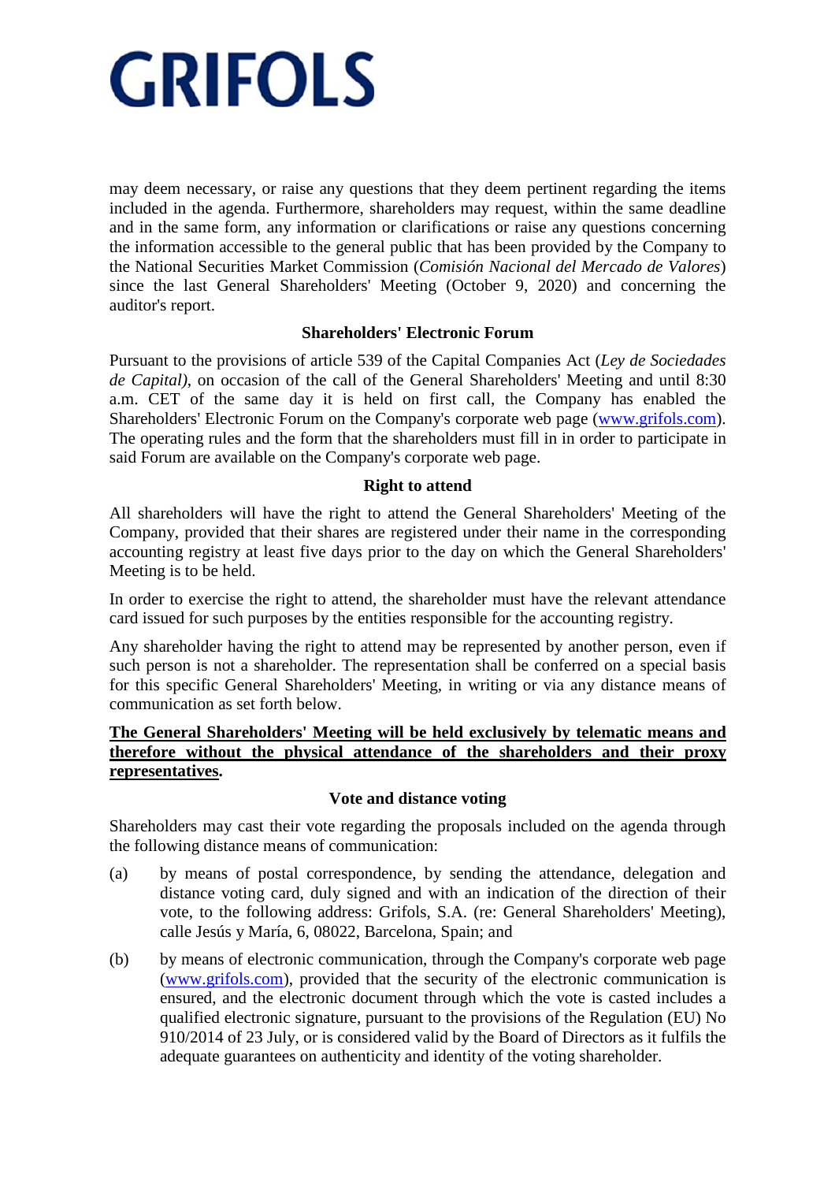may deem necessary, or raise any questions that they deem pertinent regarding the items included in the agenda. Furthermore, shareholders may request, within the same deadline and in the same form, any information or clarifications or raise any questions concerning the information accessible to the general public that has been provided by the Company to the National Securities Market Commission (*Comisión Nacional del Mercado de Valores*) since the last General Shareholders' Meeting (October 9, 2020) and concerning the auditor's report.

**Shareholders' Electronic Forum**

Pursuant to the provisions of article 539 of the Capital Companies Act (*Ley de Sociedades de Capital)*, on occasion of the call of the General Shareholders' Meeting and until 8:30 a.m. CET of the same day it is held on first call, the Company has enabled the Shareholders' Electronic Forum on the Company's corporate web page (www.grifols.com). The operating rules and the form that the shareholders must fill in in order to participate in said Forum are available on the Company's corporate web page.

**Right to attend**

All shareholders will have the right to attend the General Shareholders' Meeting of the Company, provided that their shares are registered under their name in the corresponding accounting registry at least five days prior to the day on which the General Shareholders' Meeting is to be held.

In order to exercise the right to attend, the shareholder must have the relevant attendance card issued for such purposes by the entities responsible for the accounting registry.

Any shareholder having the right to attend may be represented by another person, even if such person is not a shareholder. The representation shall be conferred on a special basis for this specific General Shareholders' Meeting, in writing or via any distance means of communication as set forth below.

**The General Shareholders' Meeting will be held exclusively by telematic means and therefore without the physical attendance of the shareholders and their proxy representatives.**

**Vote and distance voting**

Shareholders may cast their vote regarding the proposals included on the agenda through the following distance means of communication:

(a) by means of postal correspondence, by sending the attendance, delegation and distance voting card, duly signed and with an indication of the direction of their vote, to the following address: Grifols, S.A. (re: General Shareholders' Meeting), calle Jesús y María, 6, 08022, Barcelona, Spain; and

(b) by means of electronic communication, through the Company's corporate web page (www.grifols.com), provided that the security of the electronic communication is ensured, and the electronic document through which the vote is casted includes a qualified electronic signature, pursuant to the provisions of the Regulation (EU) No 910/2014 of 23 July, or is considered valid by the Board of Directors as it fulfils the adequate guarantees on authenticity and identity of the voting shareholder.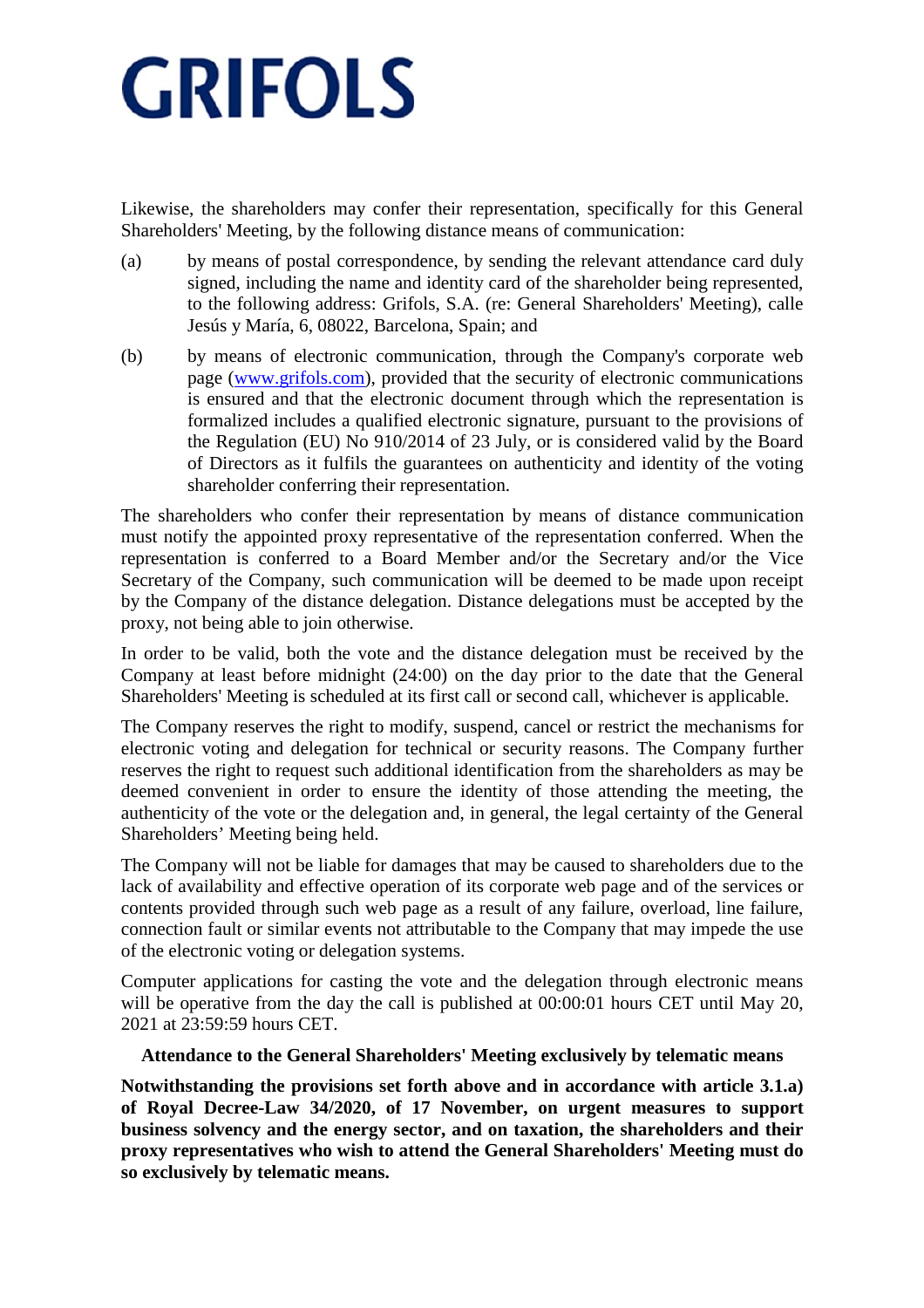Likewise, the shareholders may confer their representation, specifically for this General Shareholders' Meeting, by the following distance means of communication:

(a) by means of postal correspondence, by sending the relevant attendance card duly signed, including the name and identity card of the shareholder being represented, to the following address: Grifols, S.A. (re: General Shareholders' Meeting), calle Jesús y María, 6, 08022, Barcelona, Spain; and

(b) by means of electronic communication, through the Company's corporate web page ([www.grifols.com](http://www.grifols.com)), provided that the security of electronic communications is ensured and that the electronic document through which the representation is formalized includes a qualified electronic signature, pursuant to the provisions of the Regulation (EU) No 910/2014 of 23 July, or is considered valid by the Board of Directors as it fulfils the guarantees on authenticity and identity of the voting shareholder conferring their representation.

The shareholders who confer their representation by means of distance communication must notify the appointed proxy representative of the representation conferred. When the representation is conferred to a Board Member and/or the Secretary and/or the Vice Secretary of the Company, such communication will be deemed to be made upon receipt by the Company of the distance delegation. Distance delegations must be accepted by the proxy, not being able to join otherwise.

In order to be valid, both the vote and the distance delegation must be received by the Company at least before midnight (24:00) on the day prior to the date that the General Shareholders' Meeting is scheduled at its first call or second call, whichever is applicable.

The Company reserves the right to modify, suspend, cancel or restrict the mechanisms for electronic voting and delegation for technical or security reasons. The Company further reserves the right to request such additional identification from the shareholders as may be deemed convenient in order to ensure the identity of those attending the meeting, the authenticity of the vote or the delegation and, in general, the legal certainty of the General Shareholders' Meeting being held.

The Company will not be liable for damages that may be caused to shareholders due to the lack of availability and effective operation of its corporate web page and of the services or contents provided through such web page as a result of any failure, overload, line failure, connection fault or similar events not attributable to the Company that may impede the use of the electronic voting or delegation systems.

Computer applications for casting the vote and the delegation through electronic means will be operative from the day the call is published at 00:00:01 hours CET until May 20, 2021 at 23:59:59 hours CET.

**Attendance to the General Shareholders' Meeting exclusively by telematic means**

**Notwithstanding the provisions set forth above and in accordance with article 3.1.a) of Royal Decree-Law 34/2020, of 17 November, on urgent measures to support business solvency and the energy sector, and on taxation, the shareholders and their proxy representatives who wish to attend the General Shareholders' Meeting must do so exclusively by telematic means.**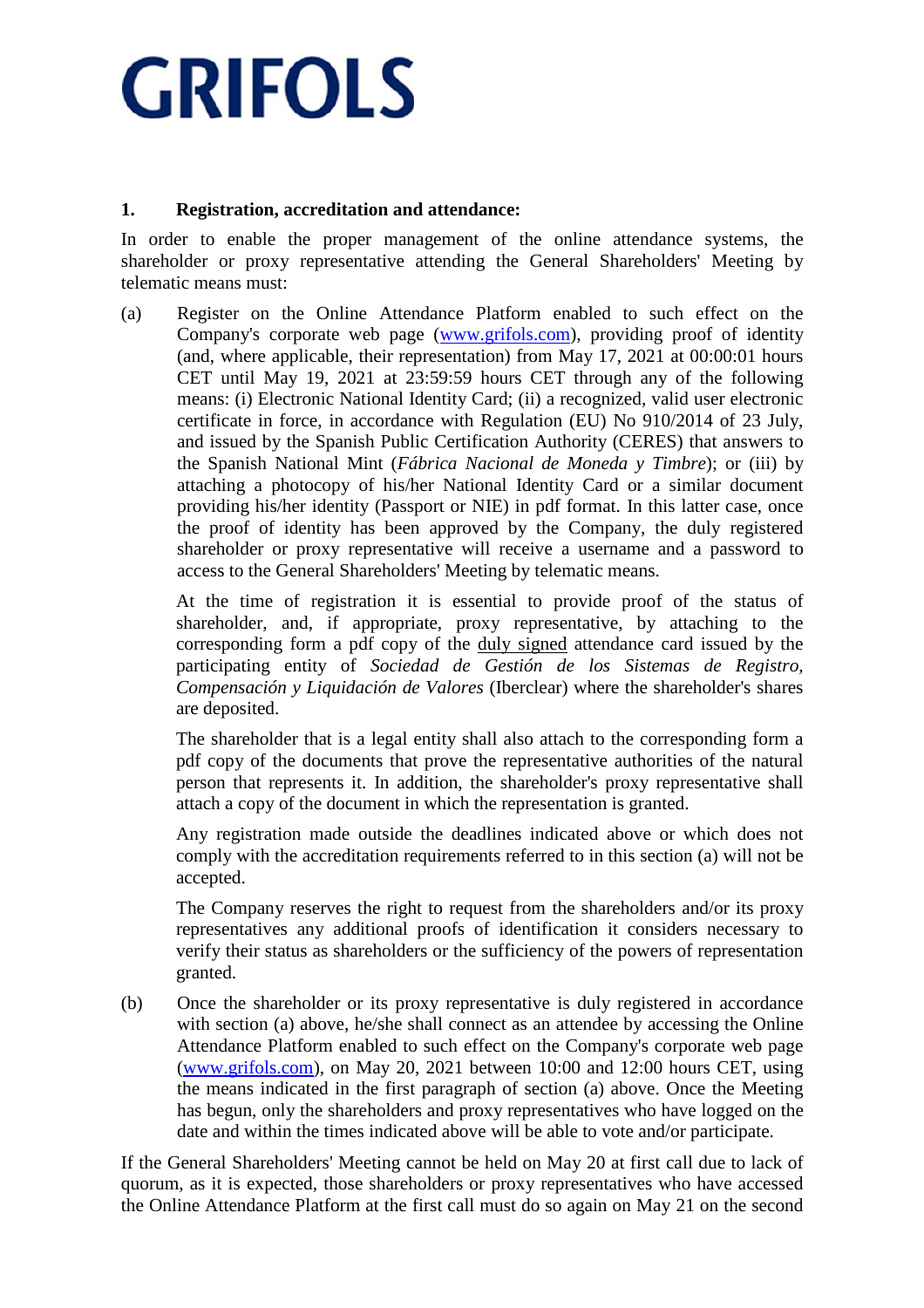GRIFOLS

**1. Registration, accreditation and attendance:**

In order to enable the proper management of the online attendance systems, the shareholder or proxy representative attending the General Shareholders' Meeting by telematic means must:

(a) Register on the Online Attendance Platform enabled to such effect on the Company's corporate web page (www.grifols.com), providing proof of identity (and, where applicable, their representation) from May 17, 2021 at 00:00:01 hours CET until May 19, 2021 at 23:59:59 hours CET through any of the following means: (i) Electronic National Identity Card; (ii) a recognized, valid user electronic certificate in force, in accordance with Regulation (EU) No 910/2014 of 23 July, and issued by the Spanish Public Certification Authority (CERES) that answers to the Spanish National Mint (*Fábrica Nacional de Moneda y Timbre*); or (iii) by attaching a photocopy of his/her National Identity Card or a similar document providing his/her identity (Passport or NIE) in pdf format. In this latter case, once the proof of identity has been approved by the Company, the duly registered shareholder or proxy representative will receive a username and a password to access to the General Shareholders' Meeting by telematic means.

At the time of registration it is essential to provide proof of the status of shareholder, and, if appropriate, proxy representative, by attaching to the corresponding form a pdf copy of the duly signed attendance card issued by the participating entity of *Sociedad de Gestión de los Sistemas de Registro, Compensación y Liquidación de Valores* (Iberclear) where the shareholder's shares are deposited.

The shareholder that is a legal entity shall also attach to the corresponding form a pdf copy of the documents that prove the representative authorities of the natural person that represents it. In addition, the shareholder's proxy representative shall attach a copy of the document in which the representation is granted.

Any registration made outside the deadlines indicated above or which does not comply with the accreditation requirements referred to in this section (a) will not be accepted.

The Company reserves the right to request from the shareholders and/or its proxy representatives any additional proofs of identification it considers necessary to verify their status as shareholders or the sufficiency of the powers of representation granted.

(b) Once the shareholder or its proxy representative is duly registered in accordance with section (a) above, he/she shall connect as an attendee by accessing the Online Attendance Platform enabled to such effect on the Company's corporate web page (www.grifols.com), on May 20, 2021 between 10:00 and 12:00 hours CET, using the means indicated in the first paragraph of section (a) above. Once the Meeting has begun, only the shareholders and proxy representatives who have logged on the date and within the times indicated above will be able to vote and/or participate.

If the General Shareholders' Meeting cannot be held on May 20 at first call due to lack of quorum, as it is expected, those shareholders or proxy representatives who have accessed the Online Attendance Platform at the first call must do so again on May 21 on the second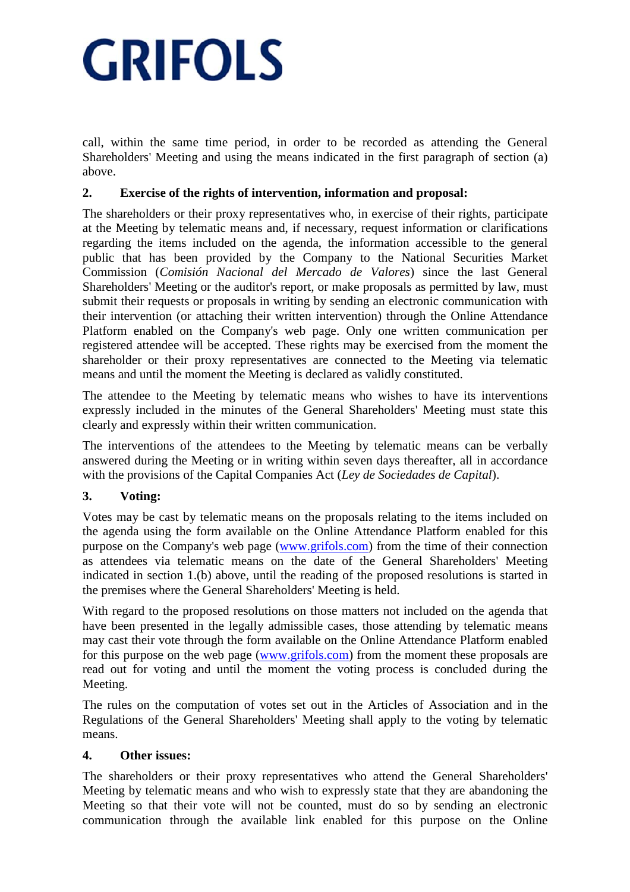call, within the same time period, in order to be recorded as attending the General Shareholders' Meeting and using the means indicated in the first paragraph of section (a) above.

**2. Exercise of the rights of intervention, information and proposal:**

The shareholders or their proxy representatives who, in exercise of their rights, participate at the Meeting by telematic means and, if necessary, request information or clarifications regarding the items included on the agenda, the information accessible to the general public that has been provided by the Company to the National Securities Market Commission (*Comisión Nacional del Mercado de Valores*) since the last General Shareholders' Meeting or the auditor's report, or make proposals as permitted by law, must submit their requests or proposals in writing by sending an electronic communication with their intervention (or attaching their written intervention) through the Online Attendance Platform enabled on the Company's web page. Only one written communication per registered attendee will be accepted. These rights may be exercised from the moment the shareholder or their proxy representatives are connected to the Meeting via telematic means and until the moment the Meeting is declared as validly constituted.

The attendee to the Meeting by telematic means who wishes to have its interventions expressly included in the minutes of the General Shareholders' Meeting must state this clearly and expressly within their written communication.

The interventions of the attendees to the Meeting by telematic means can be verbally answered during the Meeting or in writing within seven days thereafter, all in accordance with the provisions of the Capital Companies Act (*Ley de Sociedades de Capital*).

**3. Voting:**

Votes may be cast by telematic means on the proposals relating to the items included on the agenda using the form available on the Online Attendance Platform enabled for this purpose on the Company's web page (www.grifols.com) from the time of their connection as attendees via telematic means on the date of the General Shareholders' Meeting indicated in section 1.(b) above, until the reading of the proposed resolutions is started in the premises where the General Shareholders' Meeting is held.

With regard to the proposed resolutions on those matters not included on the agenda that have been presented in the legally admissible cases, those attending by telematic means may cast their vote through the form available on the Online Attendance Platform enabled for this purpose on the web page (www.grifols.com) from the moment these proposals are read out for voting and until the moment the voting process is concluded during the Meeting.

The rules on the computation of votes set out in the Articles of Association and in the Regulations of the General Shareholders' Meeting shall apply to the voting by telematic means.

**4. Other issues:**

The shareholders or their proxy representatives who attend the General Shareholders' Meeting by telematic means and who wish to expressly state that they are abandoning the Meeting so that their vote will not be counted, must do so by sending an electronic communication through the available link enabled for this purpose on the Online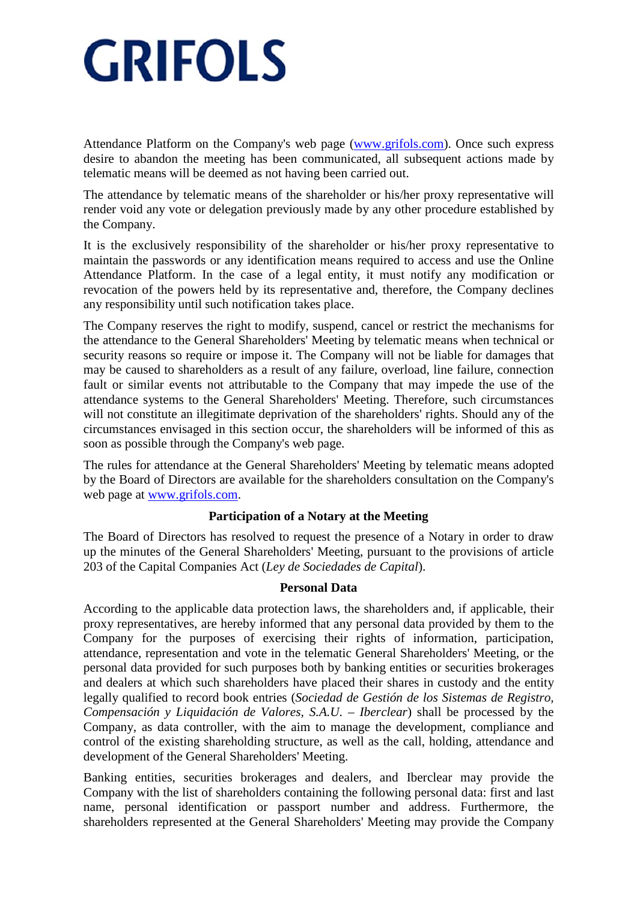Attendance Platform on the Company's web page ([www.grifols.com](http://www.grifols.com)). Once such express desire to abandon the meeting has been communicated, all subsequent actions made by telematic means will be deemed as not having been carried out.

The attendance by telematic means of the shareholder or his/her proxy representative will render void any vote or delegation previously made by any other procedure established by the Company.

It is the exclusively responsibility of the shareholder or his/her proxy representative to maintain the passwords or any identification means required to access and use the Online Attendance Platform. In the case of a legal entity, it must notify any modification or revocation of the powers held by its representative and, therefore, the Company declines any responsibility until such notification takes place.

The Company reserves the right to modify, suspend, cancel or restrict the mechanisms for the attendance to the General Shareholders' Meeting by telematic means when technical or security reasons so require or impose it. The Company will not be liable for damages that may be caused to shareholders as a result of any failure, overload, line failure, connection fault or similar events not attributable to the Company that may impede the use of the attendance systems to the General Shareholders' Meeting. Therefore, such circumstances will not constitute an illegitimate deprivation of the shareholders' rights. Should any of the circumstances envisaged in this section occur, the shareholders will be informed of this as soon as possible through the Company's web page.

The rules for attendance at the General Shareholders' Meeting by telematic means adopted by the Board of Directors are available for the shareholders consultation on the Company's web page at [www.grifols.com](http://www.grifols.com).

**Participation of a Notary at the Meeting**

The Board of Directors has resolved to request the presence of a Notary in order to draw up the minutes of the General Shareholders' Meeting, pursuant to the provisions of article 203 of the Capital Companies Act (*Ley de Sociedades de Capital*).

**Personal Data**

According to the applicable data protection laws, the shareholders and, if applicable, their proxy representatives, are hereby informed that any personal data provided by them to the Company for the purposes of exercising their rights of information, participation, attendance, representation and vote in the telematic General Shareholders' Meeting, or the personal data provided for such purposes both by banking entities or securities brokerages and dealers at which such shareholders have placed their shares in custody and the entity legally qualified to record book entries (*Sociedad de Gestión de los Sistemas de Registro, Compensación y Liquidación de Valores, S.A.U. – Iberclear*) shall be processed by the Company, as data controller, with the aim to manage the development, compliance and control of the existing shareholding structure, as well as the call, holding, attendance and development of the General Shareholders' Meeting.

Banking entities, securities brokerages and dealers, and Iberclear may provide the Company with the list of shareholders containing the following personal data: first and last name, personal identification or passport number and address. Furthermore, the shareholders represented at the General Shareholders' Meeting may provide the Company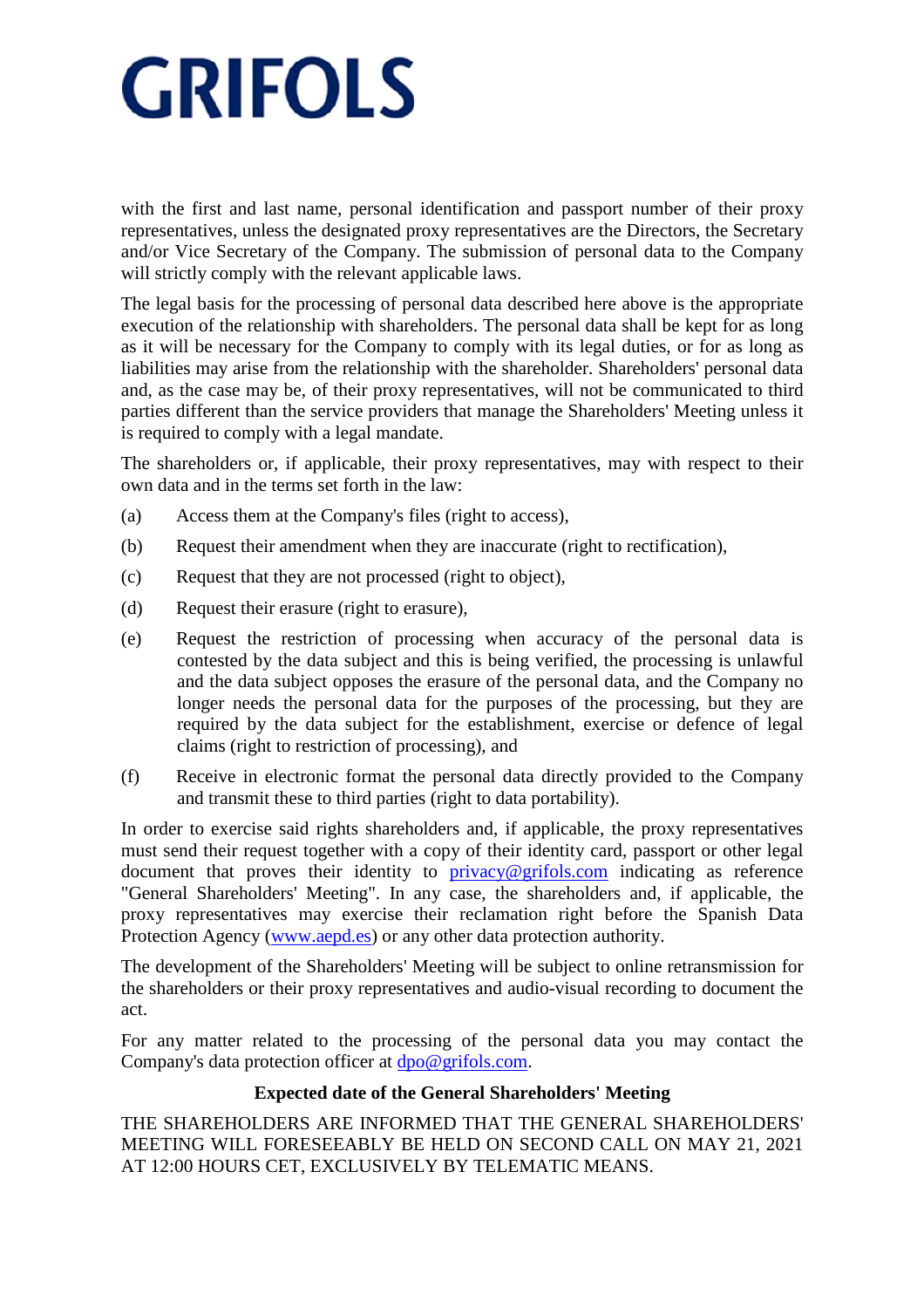with the first and last name, personal identification and passport number of their proxy representatives, unless the designated proxy representatives are the Directors, the Secretary and/or Vice Secretary of the Company. The submission of personal data to the Company will strictly comply with the relevant applicable laws.

The legal basis for the processing of personal data described here above is the appropriate execution of the relationship with shareholders. The personal data shall be kept for as long as it will be necessary for the Company to comply with its legal duties, or for as long as liabilities may arise from the relationship with the shareholder. Shareholders' personal data and, as the case may be, of their proxy representatives, will not be communicated to third parties different than the service providers that manage the Shareholders' Meeting unless it is required to comply with a legal mandate.

The shareholders or, if applicable, their proxy representatives, may with respect to their own data and in the terms set forth in the law:

(a) Access them at the Company's files (right to access),

(b) Request their amendment when they are inaccurate (right to rectification),

(c) Request that they are not processed (right to object),

(d) Request their erasure (right to erasure),

(e) Request the restriction of processing when accuracy of the personal data is contested by the data subject and this is being verified, the processing is unlawful and the data subject opposes the erasure of the personal data, and the Company no longer needs the personal data for the purposes of the processing, but they are required by the data subject for the establishment, exercise or defence of legal claims (right to restriction of processing), and

(f) Receive in electronic format the personal data directly provided to the Company and transmit these to third parties (right to data portability).

In order to exercise said rights shareholders and, if applicable, the proxy representatives must send their request together with a copy of their identity card, passport or other legal document that proves their identity to privacy@grifols.com indicating as reference "General Shareholders' Meeting". In any case, the shareholders and, if applicable, the proxy representatives may exercise their reclamation right before the Spanish Data Protection Agency (www.aepd.es) or any other data protection authority.

The development of the Shareholders' Meeting will be subject to online retransmission for the shareholders or their proxy representatives and audio-visual recording to document the act.

For any matter related to the processing of the personal data you may contact the Company's data protection officer at dpo@grifols.com.

**Expected date of the General Shareholders' Meeting**

THE SHAREHOLDERS ARE INFORMED THAT THE GENERAL SHAREHOLDERS' MEETING WILL FORESEEABLY BE HELD ON SECOND CALL ON MAY 21, 2021 AT 12:00 HOURS CET, EXCLUSIVELY BY TELEMATIC MEANS.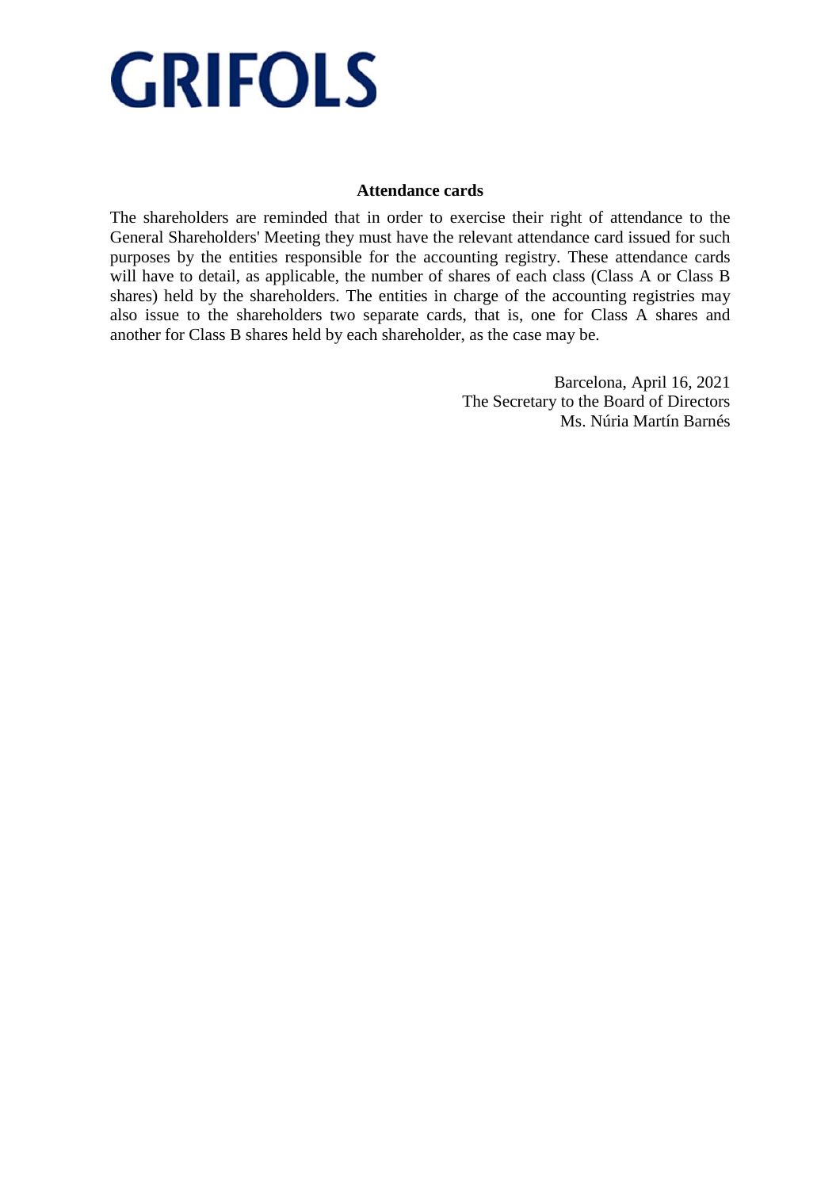GRIFOLS

### Attendance cards

The shareholders are reminded that in order to exercise their right of attendance to the General Shareholders' Meeting they must have the relevant attendance card issued for such purposes by the entities responsible for the accounting registry. These attendance cards will have to detail, as applicable, the number of shares of each class (Class A or Class B shares) held by the shareholders. The entities in charge of the accounting registries may also issue to the shareholders two separate cards, that is, one for Class A shares and another for Class B shares held by each shareholder, as the case may be.

Barcelona, April 16, 2021
The Secretary to the Board of Directors
Ms. Núria Martín Barnés